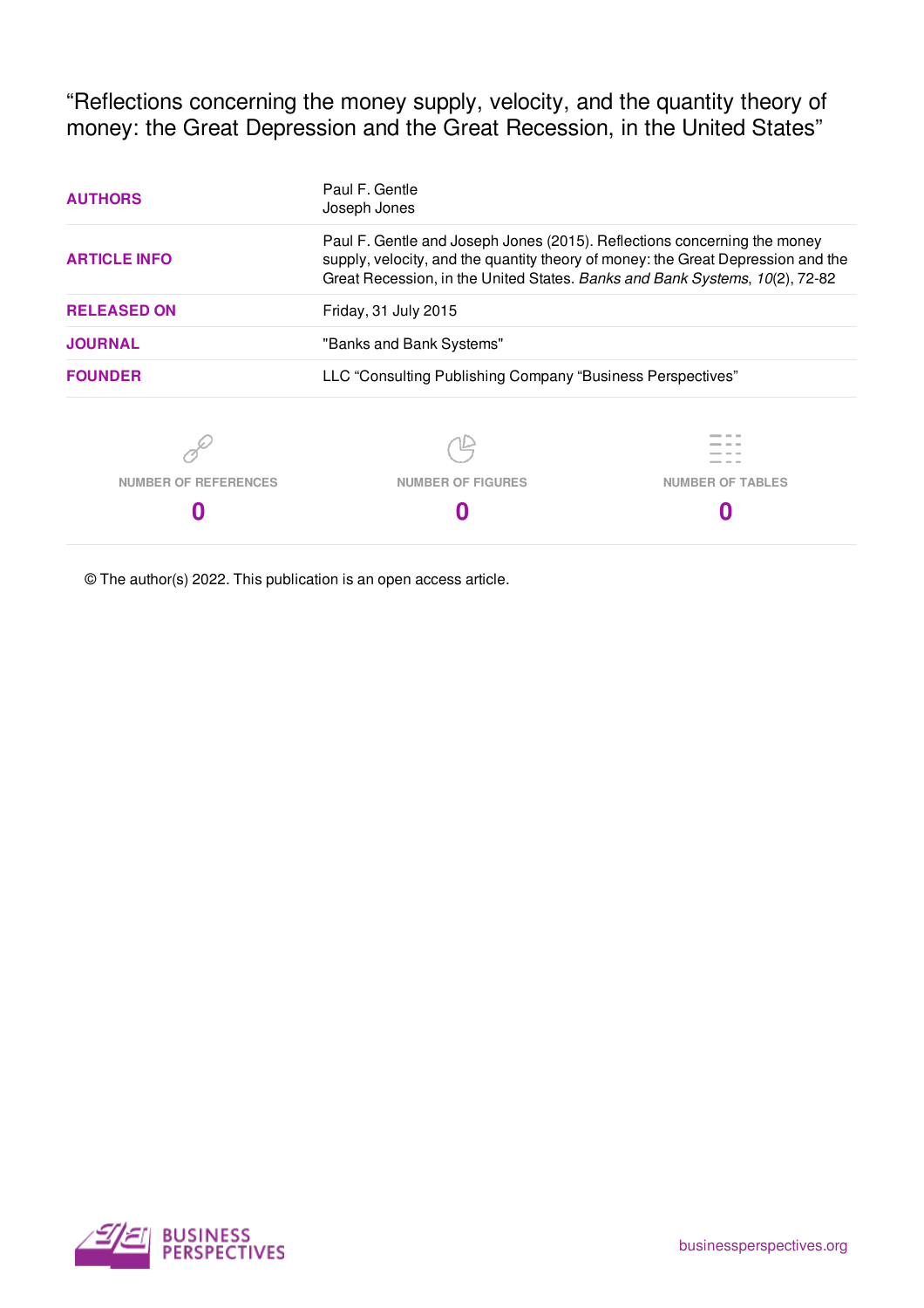“Reflections concerning the money supply, velocity, and the quantity theory of money: the Great Depression and the Great Recession, in the United States”

| | |
|---|---|
| **AUTHORS** | Paul F. Gentle<br>Joseph Jones |
| **ARTICLE INFO** | Paul F. Gentle and Joseph Jones (2015). Reflections concerning the money supply, velocity, and the quantity theory of money: the Great Depression and the Great Recession, in the United States. *Banks and Bank Systems*, *10*(2), 72-82 |
| **RELEASED ON** | Friday, 31 July 2015 |
| **JOURNAL** | "Banks and Bank Systems" |
| **FOUNDER** | LLC “Consulting Publishing Company “Business Perspectives” |

| NUMBER OF REFERENCES | NUMBER OF FIGURES | NUMBER OF TABLES |
|---|---|---|
| **0** | **0** | **0** |

© The author(s) 2022. This publication is an open access article.

BUSINESS PERSPECTIVES

businessperspectives.org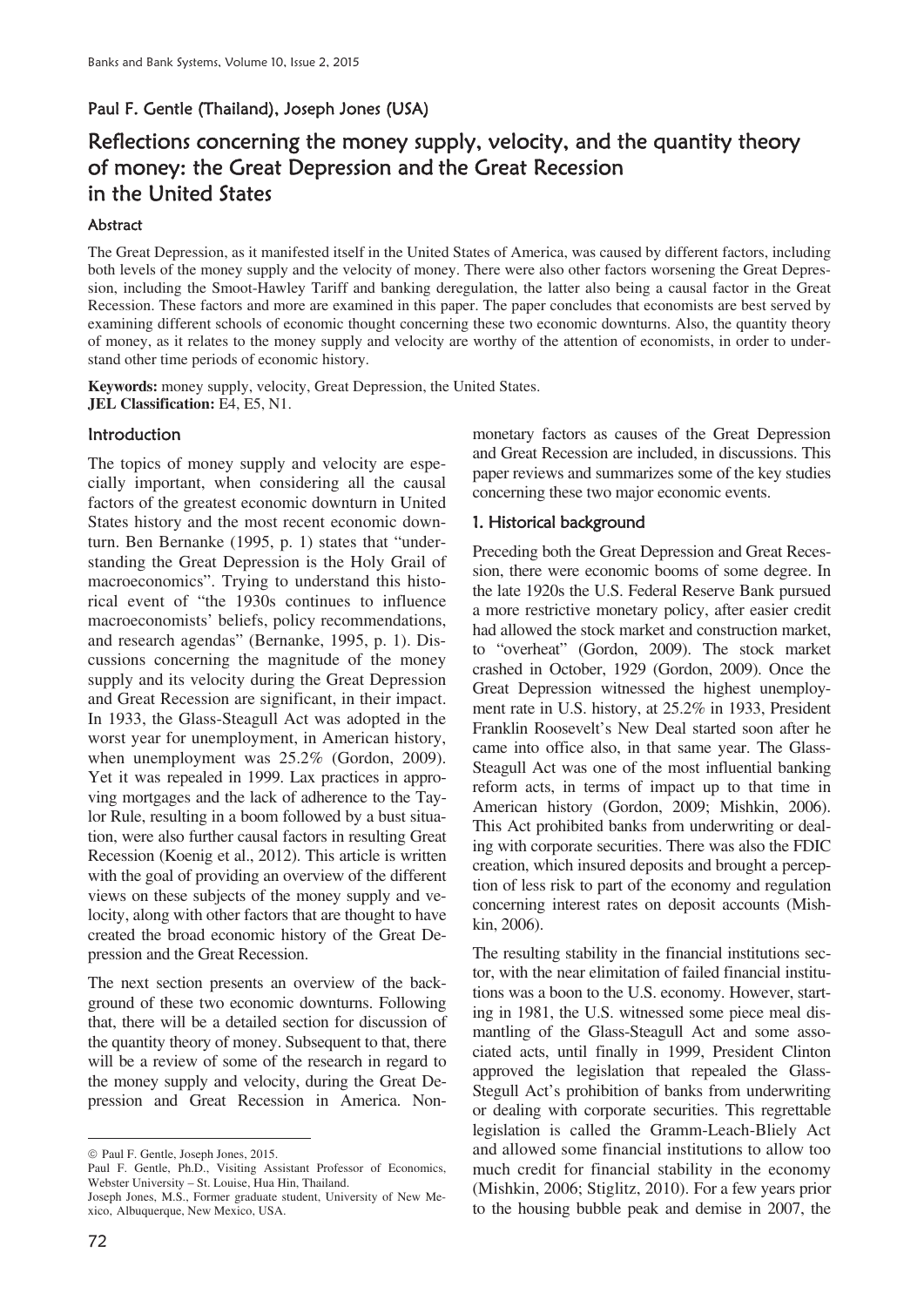## Paul F. Gentle (Thailand), Joseph Jones (USA)

# Reflections concerning the money supply, velocity, and the quantity theory of money: the Great Depression and the Great Recession in the United States

### Abstract

The Great Depression, as it manifested itself in the United States of America, was caused by different factors, including both levels of the money supply and the velocity of money. There were also other factors worsening the Great Depression, including the Smoot-Hawley Tariff and banking deregulation, the latter also being a causal factor in the Great Recession. These factors and more are examined in this paper. The paper concludes that economists are best served by examining different schools of economic thought concerning these two economic downturns. Also, the quantity theory of money, as it relates to the money supply and velocity are worthy of the attention of economists, in order to understand other time periods of economic history.

**Keywords:** money supply, velocity, Great Depression, the United States.
**JEL Classification:** E4, E5, N1.

## Introduction

The topics of money supply and velocity are especially important, when considering all the causal factors of the greatest economic downturn in United States history and the most recent economic downturn. Ben Bernanke (1995, p. 1) states that "understanding the Great Depression is the Holy Grail of macroeconomics". Trying to understand this historical event of "the 1930s continues to influence macroeconomists' beliefs, policy recommendations, and research agendas" (Bernanke, 1995, p. 1). Discussions concerning the magnitude of the money supply and its velocity during the Great Depression and Great Recession are significant, in their impact. In 1933, the Glass-Steagull Act was adopted in the worst year for unemployment, in American history, when unemployment was 25.2% (Gordon, 2009). Yet it was repealed in 1999. Lax practices in approving mortgages and the lack of adherence to the Taylor Rule, resulting in a boom followed by a bust situation, were also further causal factors in resulting Great Recession (Koenig et al., 2012). This article is written with the goal of providing an overview of the different views on these subjects of the money supply and velocity, along with other factors that are thought to have created the broad economic history of the Great Depression and the Great Recession.

The next section presents an overview of the background of these two economic downturns. Following that, there will be a detailed section for discussion of the quantity theory of money. Subsequent to that, there will be a review of some of the research in regard to the money supply and velocity, during the Great Depression and Great Recession in America. Non-monetary factors as causes of the Great Depression and Great Recession are included, in discussions. This paper reviews and summarizes some of the key studies concerning these two major economic events.

## 1. Historical background

Preceding both the Great Depression and Great Recession, there were economic booms of some degree. In the late 1920s the U.S. Federal Reserve Bank pursued a more restrictive monetary policy, after easier credit had allowed the stock market and construction market, to "overheat" (Gordon, 2009). The stock market crashed in October, 1929 (Gordon, 2009). Once the Great Depression witnessed the highest unemployment rate in U.S. history, at 25.2% in 1933, President Franklin Roosevelt's New Deal started soon after he came into office also, in that same year. The Glass-Steagull Act was one of the most influential banking reform acts, in terms of impact up to that time in American history (Gordon, 2009; Mishkin, 2006). This Act prohibited banks from underwriting or dealing with corporate securities. There was also the FDIC creation, which insured deposits and brought a perception of less risk to part of the economy and regulation concerning interest rates on deposit accounts (Mishkin, 2006).

The resulting stability in the financial institutions sector, with the near elimitation of failed financial institutions was a boon to the U.S. economy. However, starting in 1981, the U.S. witnessed some piece meal dismantling of the Glass-Steagull Act and some associated acts, until finally in 1999, President Clinton approved the legislation that repealed the Glass-Stegull Act's prohibition of banks from underwriting or dealing with corporate securities. This regrettable legislation is called the Gramm-Leach-Bliely Act and allowed some financial institutions to allow too much credit for financial stability in the economy (Mishkin, 2006; Stiglitz, 2010). For a few years prior to the housing bubble peak and demise in 2007, the

---

© Paul F. Gentle, Joseph Jones, 2015.

Paul F. Gentle, Ph.D., Visiting Assistant Professor of Economics, Webster University – St. Louise, Hua Hin, Thailand.

Joseph Jones, M.S., Former graduate student, University of New Mexico, Albuquerque, New Mexico, USA.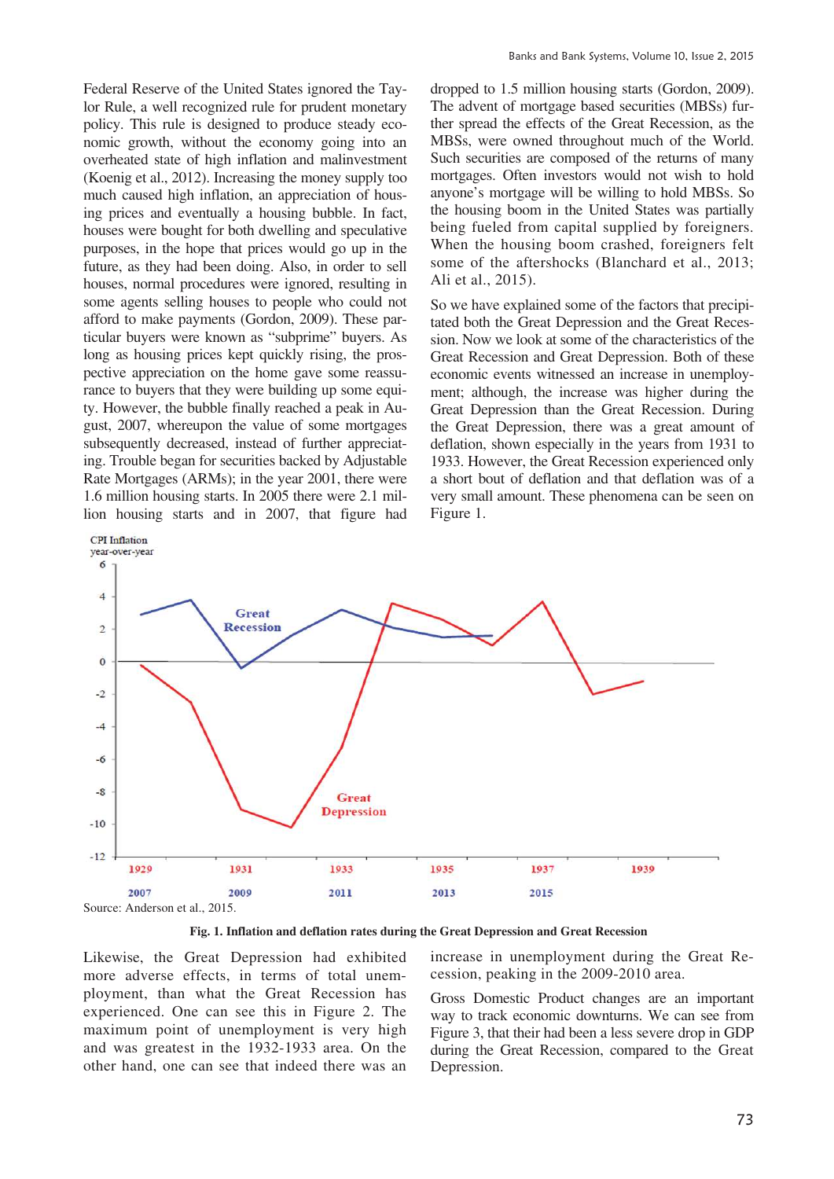Federal Reserve of the United States ignored the Taylor Rule, a well recognized rule for prudent monetary policy. This rule is designed to produce steady economic growth, without the economy going into an overheated state of high inflation and malinvestment (Koenig et al., 2012). Increasing the money supply too much caused high inflation, an appreciation of housing prices and eventually a housing bubble. In fact, houses were bought for both dwelling and speculative purposes, in the hope that prices would go up in the future, as they had been doing. Also, in order to sell houses, normal procedures were ignored, resulting in some agents selling houses to people who could not afford to make payments (Gordon, 2009). These particular buyers were known as "subprime" buyers. As long as housing prices kept quickly rising, the prospective appreciation on the home gave some reassurance to buyers that they were building up some equity. However, the bubble finally reached a peak in August, 2007, whereupon the value of some mortgages subsequently decreased, instead of further appreciating. Trouble began for securities backed by Adjustable Rate Mortgages (ARMs); in the year 2001, there were 1.6 million housing starts. In 2005 there were 2.1 million housing starts and in 2007, that figure had dropped to 1.5 million housing starts (Gordon, 2009). The advent of mortgage based securities (MBSs) further spread the effects of the Great Recession, as the MBSs, were owned throughout much of the World. Such securities are composed of the returns of many mortgages. Often investors would not wish to hold anyone's mortgage will be willing to hold MBSs. So the housing boom in the United States was partially being fueled from capital supplied by foreigners. When the housing boom crashed, foreigners felt some of the aftershocks (Blanchard et al., 2013; Ali et al., 2015).

So we have explained some of the factors that precipitated both the Great Depression and the Great Recession. Now we look at some of the characteristics of the Great Recession and Great Depression. Both of these economic events witnessed an increase in unemployment; although, the increase was higher during the Great Depression than the Great Recession. During the Great Depression, there was a great amount of deflation, shown especially in the years from 1931 to 1933. However, the Great Recession experienced only a short bout of deflation and that deflation was of a very small amount. These phenomena can be seen on Figure 1.

Source: Anderson et al., 2015.

**Fig. 1. Inflation and deflation rates during the Great Depression and Great Recession**

Likewise, the Great Depression had exhibited more adverse effects, in terms of total unemployment, than what the Great Recession has experienced. One can see this in Figure 2. The maximum point of unemployment is very high and was greatest in the 1932-1933 area. On the other hand, one can see that indeed there was an increase in unemployment during the Great Recession, peaking in the 2009-2010 area.

Gross Domestic Product changes are an important way to track economic downturns. We can see from Figure 3, that their had been a less severe drop in GDP during the Great Recession, compared to the Great Depression.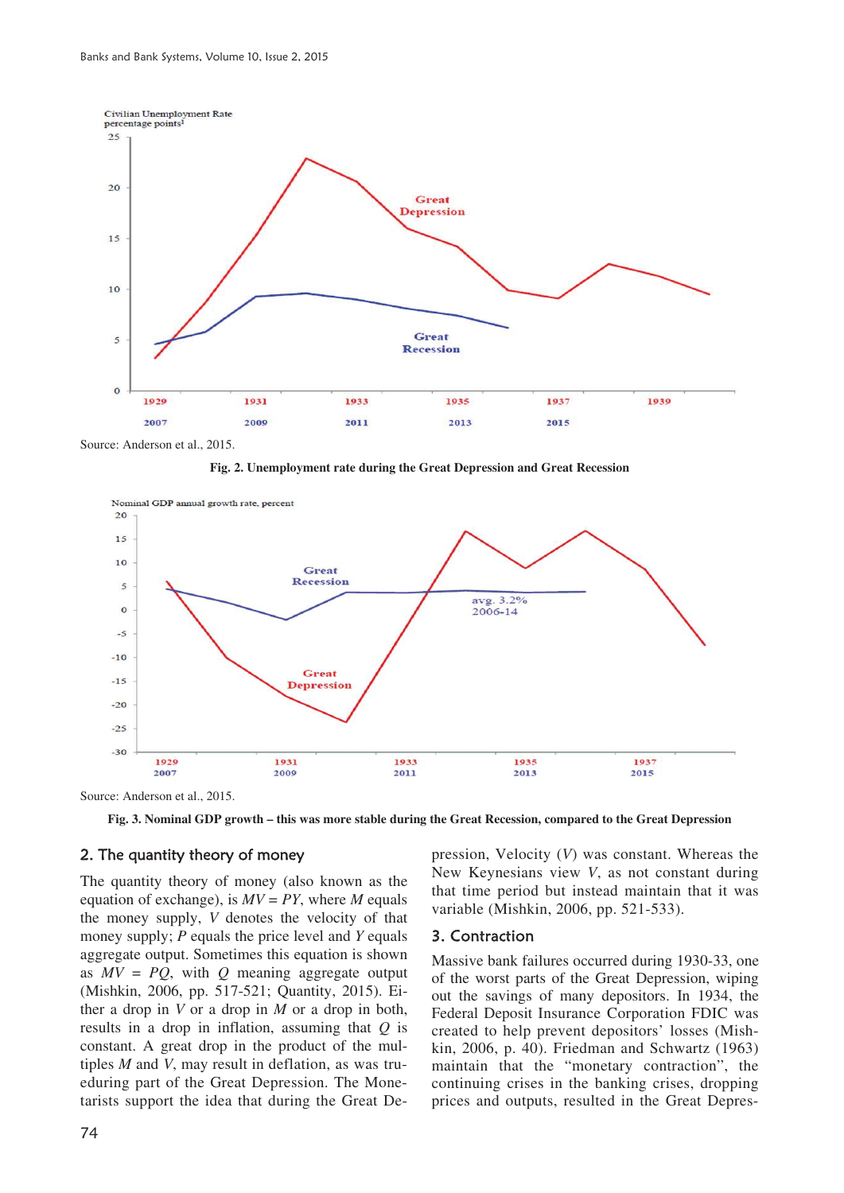Source: Anderson et al., 2015.

**Fig. 2. Unemployment rate during the Great Depression and Great Recession**

Source: Anderson et al., 2015.

**Fig. 3. Nominal GDP growth – this was more stable during the Great Recession, compared to the Great Depression**

## 2. The quantity theory of money

The quantity theory of money (also known as the equation of exchange), is $MV = PY$, where $M$ equals the money supply, $V$ denotes the velocity of that money supply; $P$ equals the price level and $Y$ equals aggregate output. Sometimes this equation is shown as $MV = PQ$, with $Q$ meaning aggregate output (Mishkin, 2006, pp. 517-521; Quantity, 2015). Either a drop in $V$ or a drop in $M$ or a drop in both, results in a drop in inflation, assuming that $Q$ is constant. A great drop in the product of the multiples $M$ and $V$, may result in deflation, as was true during part of the Great Depression. The Monetarists support the idea that during the Great Depression, Velocity ($V$) was constant. Whereas the New Keynesians view $V$, as not constant during that time period but instead maintain that it was variable (Mishkin, 2006, pp. 521-533).

## 3. Contraction

Massive bank failures occurred during 1930-33, one of the worst parts of the Great Depression, wiping out the savings of many depositors. In 1934, the Federal Deposit Insurance Corporation FDIC was created to help prevent depositors' losses (Mishkin, 2006, p. 40). Friedman and Schwartz (1963) maintain that the "monetary contraction", the continuing crises in the banking crises, dropping prices and outputs, resulted in the Great Depres-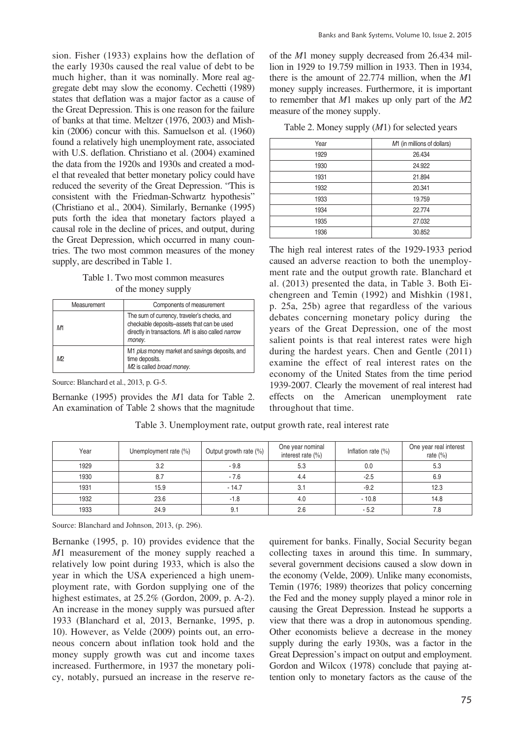sion. Fisher (1933) explains how the deflation of the early 1930s caused the real value of debt to be much higher, than it was nominally. More real aggregate debt may slow the economy. Cechetti (1989) states that deflation was a major factor as a cause of the Great Depression. This is one reason for the failure of banks at that time. Meltzer (1976, 2003) and Mishkin (2006) concur with this. Samuelson et al. (1960) found a relatively high unemployment rate, associated with U.S. deflation. Christiano et al. (2004) examined the data from the 1920s and 1930s and created a model that revealed that better monetary policy could have reduced the severity of the Great Depression. "This is consistent with the Friedman-Schwartz hypothesis" (Christiano et al., 2004). Similarly, Bernanke (1995) puts forth the idea that monetary factors played a causal role in the decline of prices, and output, during the Great Depression, which occurred in many countries. The two most common measures of the money supply, are described in Table 1.

Table 1. Two most common measures of the money supply

| Measurement | Components of measurement |
|---|---|
| *M*1 | The sum of currency, traveler's checks, and checkable deposits–assets that can be used directly in transactions. *M*1 is also called *narrow money*. |
| *M*2 | M1 *plus* money market and savings deposits, and time deposits. *M*2 is called *broad money*. |

Source: Blanchard et al., 2013, p. G-5.

Bernanke (1995) provides the *M*1 data for Table 2. An examination of Table 2 shows that the magnitude of the *M*1 money supply decreased from 26.434 million in 1929 to 19.759 million in 1933. Then in 1934, there is the amount of 22.774 million, when the *M*1 money supply increases. Furthermore, it is important to remember that *M*1 makes up only part of the *M*2 measure of the money supply.

Table 2. Money supply (*M*1) for selected years

| Year | *M*1 (in millions of dollars) |
|---|---|
| 1929 | 26.434 |
| 1930 | 24.922 |
| 1931 | 21.894 |
| 1932 | 20.341 |
| 1933 | 19.759 |
| 1934 | 22.774 |
| 1935 | 27.032 |
| 1936 | 30.852 |

The high real interest rates of the 1929-1933 period caused an adverse reaction to both the unemployment rate and the output growth rate. Blanchard et al. (2013) presented the data, in Table 3. Both Eichengreen and Temin (1992) and Mishkin (1981, p. 25a, 25b) agree that regardless of the various debates concerning monetary policy during the years of the Great Depression, one of the most salient points is that real interest rates were high during the hardest years. Chen and Gentle (2011) examine the effect of real interest rates on the economy of the United States from the time period 1939-2007. Clearly the movement of real interest had effects on the American unemployment rate throughout that time.

Table 3. Unemployment rate, output growth rate, real interest rate

| Year | Unemployment rate (%) | Output growth rate (%) | One year nominal interest rate (%) | Inflation rate (%) | One year real interest rate (%) |
|---|---|---|---|---|---|
| 1929 | 3.2 | - 9.8 | 5.3 | 0.0 | 5.3 |
| 1930 | 8.7 | - 7.6 | 4.4 | -2.5 | 6.9 |
| 1931 | 15.9 | - 14.7 | 3.1 | -9.2 | 12.3 |
| 1932 | 23.6 | -1.8 | 4.0 | - 10.8 | 14.8 |
| 1933 | 24.9 | 9.1 | 2.6 | - 5.2 | 7.8 |

Source: Blanchard and Johnson, 2013, (p. 296).

Bernanke (1995, p. 10) provides evidence that the *M*1 measurement of the money supply reached a relatively low point during 1933, which is also the year in which the USA experienced a high unemployment rate, with Gordon supplying one of the highest estimates, at 25.2% (Gordon, 2009, p. A-2). An increase in the money supply was pursued after 1933 (Blanchard et al, 2013, Bernanke, 1995, p. 10). However, as Velde (2009) points out, an erroneous concern about inflation took hold and the money supply growth was cut and income taxes increased. Furthermore, in 1937 the monetary policy, notably, pursued an increase in the reserve requirement for banks. Finally, Social Security began collecting taxes in around this time. In summary, several government decisions caused a slow down in the economy (Velde, 2009). Unlike many economists, Temin (1976; 1989) theorizes that policy concerning the Fed and the money supply played a minor role in causing the Great Depression. Instead he supports a view that there was a drop in autonomous spending. Other economists believe a decrease in the money supply during the early 1930s, was a factor in the Great Depression's impact on output and employment. Gordon and Wilcox (1978) conclude that paying attention only to monetary factors as the cause of the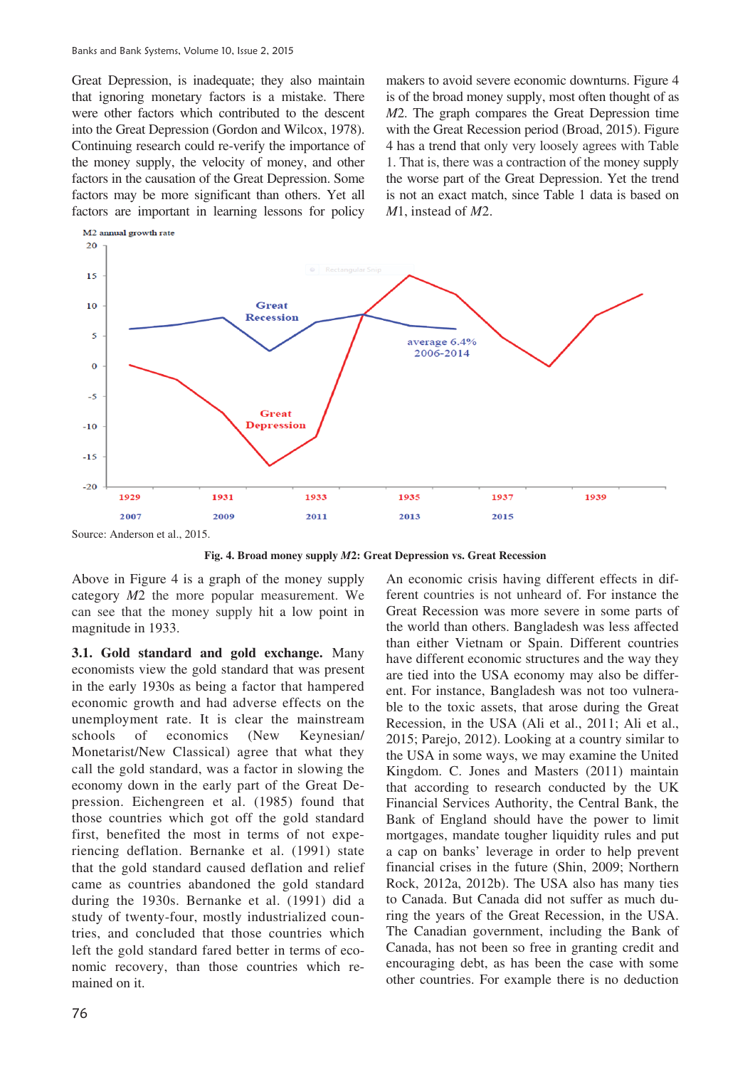Great Depression, is inadequate; they also maintain that ignoring monetary factors is a mistake. There were other factors which contributed to the descent into the Great Depression (Gordon and Wilcox, 1978). Continuing research could re-verify the importance of the money supply, the velocity of money, and other factors in the causation of the Great Depression. Some factors may be more significant than others. Yet all factors are important in learning lessons for policy makers to avoid severe economic downturns. Figure 4 is of the broad money supply, most often thought of as *M2*. The graph compares the Great Depression time with the Great Recession period (Broad, 2015). Figure 4 has a trend that only very loosely agrees with Table 1. That is, there was a contraction of the money supply the worse part of the Great Depression. Yet the trend is not an exact match, since Table 1 data is based on *M*1, instead of *M*2.

Source: Anderson et al., 2015.

**Fig. 4. Broad money supply *M2*: Great Depression vs. Great Recession**

Above in Figure 4 is a graph of the money supply category *M2* the more popular measurement. We can see that the money supply hit a low point in magnitude in 1933.

**3.1. Gold standard and gold exchange.** Many economists view the gold standard that was present in the early 1930s as being a factor that hampered economic growth and had adverse effects on the unemployment rate. It is clear the mainstream schools of economics (New Keynesian/Monetarist/New Classical) agree that what they call the gold standard, was a factor in slowing the economy down in the early part of the Great Depression. Eichengreen et al. (1985) found that those countries which got off the gold standard first, benefited the most in terms of not experiencing deflation. Bernanke et al. (1991) state that the gold standard caused deflation and relief came as countries abandoned the gold standard during the 1930s. Bernanke et al. (1991) did a study of twenty-four, mostly industrialized countries, and concluded that those countries which left the gold standard fared better in terms of economic recovery, than those countries which remained on it.

An economic crisis having different effects in different countries is not unheard of. For instance the Great Recession was more severe in some parts of the world than others. Bangladesh was less affected than either Vietnam or Spain. Different countries have different economic structures and the way they are tied into the USA economy may also be different. For instance, Bangladesh was not too vulnerable to the toxic assets, that arose during the Great Recession, in the USA (Ali et al., 2011; Ali et al., 2015; Parejo, 2012). Looking at a country similar to the USA in some ways, we may examine the United Kingdom. C. Jones and Masters (2011) maintain that according to research conducted by the UK Financial Services Authority, the Central Bank, the Bank of England should have the power to limit mortgages, mandate tougher liquidity rules and put a cap on banks' leverage in order to help prevent financial crises in the future (Shin, 2009; Northern Rock, 2012a, 2012b). The USA also has many ties to Canada. But Canada did not suffer as much during the years of the Great Recession, in the USA. The Canadian government, including the Bank of Canada, has not been so free in granting credit and encouraging debt, as has been the case with some other countries. For example there is no deduction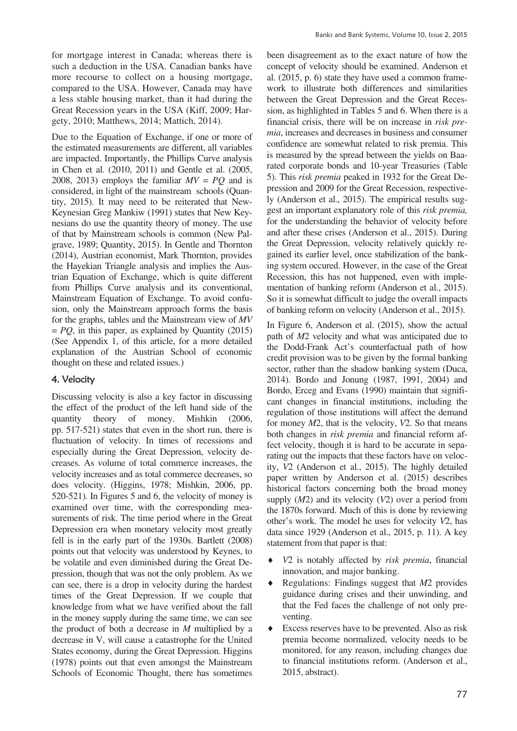for mortgage interest in Canada; whereas there is such a deduction in the USA. Canadian banks have more recourse to collect on a housing mortgage, compared to the USA. However, Canada may have a less stable housing market, than it had during the Great Recession years in the USA (Kiff, 2009; Hargety, 2010; Matthews, 2014; Mattich, 2014).

Due to the Equation of Exchange, if one or more of the estimated measurements are different, all variables are impacted. Importantly, the Phillips Curve analysis in Chen et al. (2010, 2011) and Gentle et al. (2005, 2008, 2013) employs the familiar $MV = PQ$ and is considered, in light of the mainstream schools (Quantity, 2015). It may need to be reiterated that New-Keynesian Greg Mankiw (1991) states that New Keynesians do use the quantity theory of money. The use of that by Mainstream schools is common (New Palgrave, 1989; Quantity, 2015). In Gentle and Thornton (2014), Austrian economist, Mark Thornton, provides the Hayekian Triangle analysis and implies the Austrian Equation of Exchange, which is quite different from Phillips Curve analysis and its conventional, Mainstream Equation of Exchange. To avoid confusion, only the Mainstream approach forms the basis for the graphs, tables and the Mainstream view of $MV = PQ$, in this paper, as explained by Quantity (2015) (See Appendix 1, of this article, for a more detailed explanation of the Austrian School of economic thought on these and related issues.)

## 4. Velocity

Discussing velocity is also a key factor in discussing the effect of the product of the left hand side of the quantity theory of money. Mishkin (2006, pp. 517-521) states that even in the short run, there is fluctuation of velocity. In times of recessions and especially during the Great Depression, velocity decreases. As volume of total commerce increases, the velocity increases and as total commerce decreases, so does velocity. (Higgins, 1978; Mishkin, 2006, pp. 520-521). In Figures 5 and 6, the velocity of money is examined over time, with the corresponding measurements of risk. The time period where in the Great Depression era when monetary velocity most greatly fell is in the early part of the 1930s. Bartlett (2008) points out that velocity was understood by Keynes, to be volatile and even diminished during the Great Depression, though that was not the only problem. As we can see, there is a drop in velocity during the hardest times of the Great Depression. If we couple that knowledge from what we have verified about the fall in the money supply during the same time, we can see the product of both a decrease in $M$ multiplied by a decrease in V, will cause a catastrophe for the United States economy, during the Great Depression. Higgins (1978) points out that even amongst the Mainstream Schools of Economic Thought, there has sometimes been disagreement as to the exact nature of how the concept of velocity should be examined. Anderson et al. (2015, p. 6) state they have used a common framework to illustrate both differences and similarities between the Great Depression and the Great Recession, as highlighted in Tables 5 and 6. When there is a financial crisis, there will be on increase in *risk premia*, increases and decreases in business and consumer confidence are somewhat related to risk premia. This is measured by the spread between the yields on Baa-rated corporate bonds and 10-year Treasuries (Table 5). This *risk premia* peaked in 1932 for the Great Depression and 2009 for the Great Recession, respectively (Anderson et al., 2015). The empirical results suggest an important explanatory role of this *risk premia,* for the understanding the behavior of velocity before and after these crises (Anderson et al., 2015). During the Great Depression, velocity relatively quickly regained its earlier level, once stabilization of the banking system occured. However, in the case of the Great Recession, this has not happened, even with implementation of banking reform (Anderson et al., 2015). So it is somewhat difficult to judge the overall impacts of banking reform on velocity (Anderson et al., 2015).

In Figure 6, Anderson et al. (2015), show the actual path of $M2$ velocity and what was anticipated due to the Dodd-Frank Act's counterfactual path of how credit provision was to be given by the formal banking sector, rather than the shadow banking system (Duca, 2014). Bordo and Jonung (1987, 1991, 2004) and Bordo, Erceg and Evans (1990) maintain that significant changes in financial institutions, including the regulation of those institutions will affect the demand for money $M2$, that is the velocity, $V2$. So that means both changes in *risk premia* and financial reform affect velocity, though it is hard to be accurate in separating out the impacts that these factors have on velocity, $V2$ (Anderson et al., 2015). The highly detailed paper written by Anderson et al. (2015) describes historical factors concerning both the broad money supply ($M2$) and its velocity ($V2$) over a period from the 1870s forward. Much of this is done by reviewing other's work. The model he uses for velocity $V2$, has data since 1929 (Anderson et al., 2015, p. 11). A key statement from that paper is that:

- $V2$ is notably affected by *risk premia*, financial innovation, and major banking.
- Regulations: Findings suggest that $M2$ provides guidance during crises and their unwinding, and that the Fed faces the challenge of not only preventing.
- Excess reserves have to be prevented. Also as risk premia become normalized, velocity needs to be monitored, for any reason, including changes due to financial institutions reform. (Anderson et al., 2015, abstract).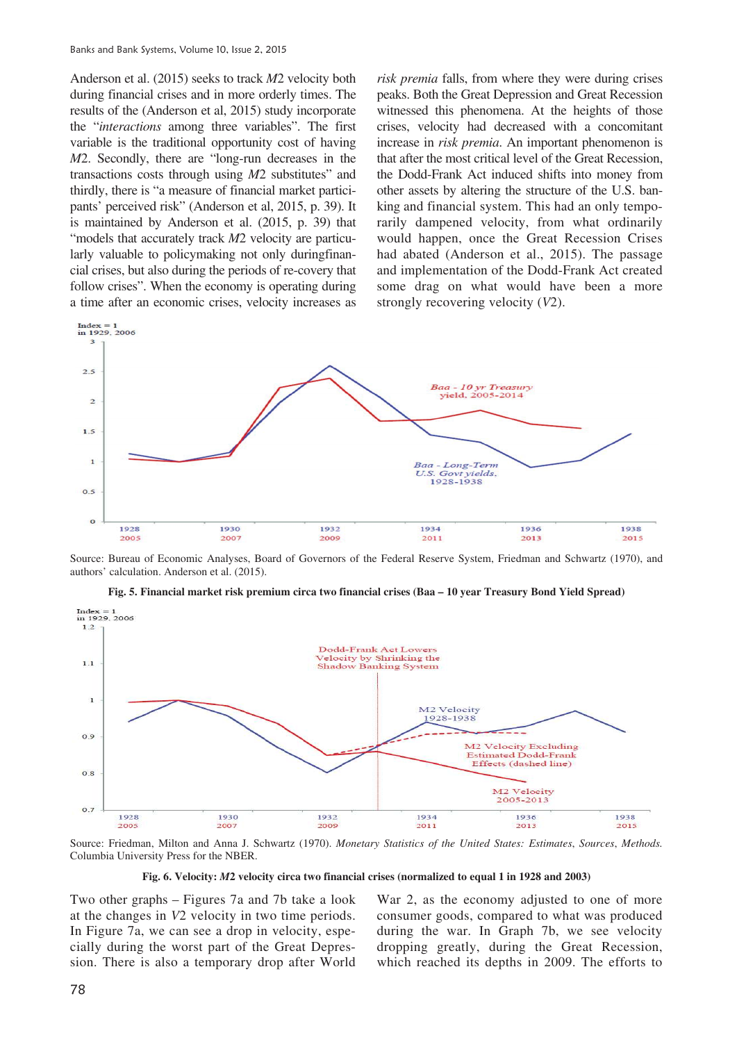Anderson et al. (2015) seeks to track $M2$ velocity both during financial crises and in more orderly times. The results of the (Anderson et al, 2015) study incorporate the "*interactions* among three variables". The first variable is the traditional opportunity cost of having $M2$. Secondly, there are "long-run decreases in the transactions costs through using $M2$ substitutes" and thirdly, there is "a measure of financial market participants' perceived risk" (Anderson et al, 2015, p. 39). It is maintained by Anderson et al. (2015, p. 39) that "models that accurately track $M2$ velocity are particularly valuable to policymaking not only duringfinancial crises, but also during the periods of re-covery that follow crises". When the economy is operating during a time after an economic crises, velocity increases as *risk premia* falls, from where they were during crises peaks. Both the Great Depression and Great Recession witnessed this phenomena. At the heights of those crises, velocity had decreased with a concomitant increase in *risk premia.* An important phenomenon is that after the most critical level of the Great Recession, the Dodd-Frank Act induced shifts into money from other assets by altering the structure of the U.S. banking and financial system. This had an only temporarily dampened velocity, from what ordinarily would happen, once the Great Recession Crises had abated (Anderson et al., 2015). The passage and implementation of the Dodd-Frank Act created some drag on what would have been a more strongly recovering velocity ($V2$).

Source: Bureau of Economic Analyses, Board of Governors of the Federal Reserve System, Friedman and Schwartz (1970), and authors' calculation. Anderson et al. (2015).

**Fig. 5. Financial market risk premium circa two financial crises (Baa – 10 year Treasury Bond Yield Spread)**

Source: Friedman, Milton and Anna J. Schwartz (1970). *Monetary Statistics of the United States: Estimates, Sources, Methods.* Columbia University Press for the NBER.

**Fig. 6. Velocity: $M2$ velocity circa two financial crises (normalized to equal 1 in 1928 and 2003)**

Two other graphs – Figures 7a and 7b take a look at the changes in $V2$ velocity in two time periods. In Figure 7a, we can see a drop in velocity, especially during the worst part of the Great Depression. There is also a temporary drop after World War 2, as the economy adjusted to one of more consumer goods, compared to what was produced during the war. In Graph 7b, we see velocity dropping greatly, during the Great Recession, which reached its depths in 2009. The efforts to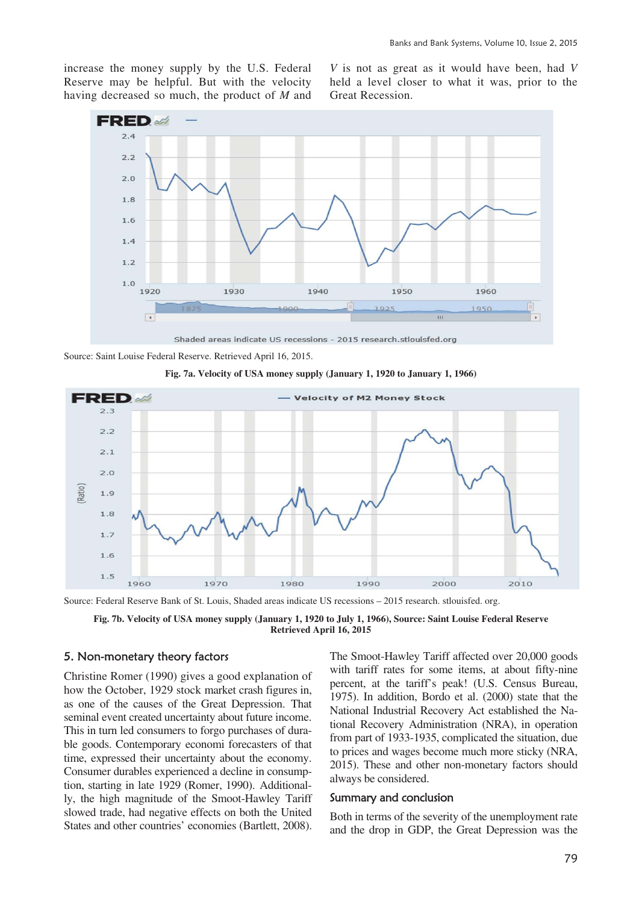increase the money supply by the U.S. Federal Reserve may be helpful. But with the velocity having decreased so much, the product of $M$ and $V$ is not as great as it would have been, had $V$ held a level closer to what it was, prior to the Great Recession.

Source: Saint Louise Federal Reserve. Retrieved April 16, 2015.

**Fig. 7a. Velocity of USA money supply (January 1, 1920 to January 1, 1966)**

Source: Federal Reserve Bank of St. Louis, Shaded areas indicate US recessions – 2015 research. stlouisfed. org.

**Fig. 7b. Velocity of USA money supply (January 1, 1920 to July 1, 1966), Source: Saint Louise Federal Reserve Retrieved April 16, 2015**

## 5. Non-monetary theory factors

Christine Romer (1990) gives a good explanation of how the October, 1929 stock market crash figures in, as one of the causes of the Great Depression. That seminal event created uncertainty about future income. This in turn led consumers to forgo purchases of durable goods. Contemporary economi forecasters of that time, expressed their uncertainty about the economy. Consumer durables experienced a decline in consumption, starting in late 1929 (Romer, 1990). Additionally, the high magnitude of the Smoot-Hawley Tariff slowed trade, had negative effects on both the United States and other countries' economies (Bartlett, 2008). The Smoot-Hawley Tariff affected over 20,000 goods with tariff rates for some items, at about fifty-nine percent, at the tariff's peak! (U.S. Census Bureau, 1975). In addition, Bordo et al. (2000) state that the National Industrial Recovery Act established the National Recovery Administration (NRA), in operation from part of 1933-1935, complicated the situation, due to prices and wages become much more sticky (NRA, 2015). These and other non-monetary factors should always be considered.

## Summary and conclusion

Both in terms of the severity of the unemployment rate and the drop in GDP, the Great Depression was the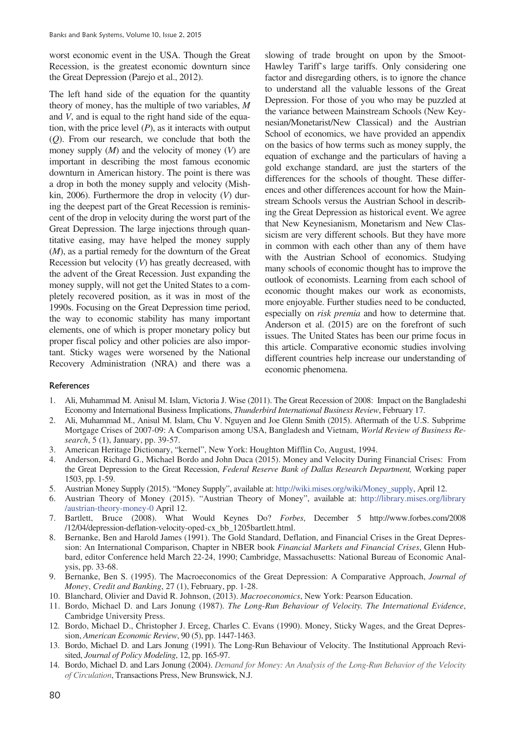worst economic event in the USA. Though the Great Recession, is the greatest economic downturn since the Great Depression (Parejo et al., 2012).

The left hand side of the equation for the quantity theory of money, has the multiple of two variables, $M$ and $V$, and is equal to the right hand side of the equation, with the price level ($P$), as it interacts with output ($Q$). From our research, we conclude that both the money supply ($M$) and the velocity of money ($V$) are important in describing the most famous economic downturn in American history. The point is there was a drop in both the money supply and velocity (Mishkin, 2006). Furthermore the drop in velocity ($V$) during the deepest part of the Great Recession is reminiscent of the drop in velocity during the worst part of the Great Depression. The large injections through quantitative easing, may have helped the money supply ($M$), as a partial remedy for the downturn of the Great Recession but velocity ($V$) has greatly decreased, with the advent of the Great Recession. Just expanding the money supply, will not get the United States to a completely recovered position, as it was in most of the 1990s. Focusing on the Great Depression time period, the way to economic stability has many important elements, one of which is proper monetary policy but proper fiscal policy and other policies are also important. Sticky wages were worsened by the National Recovery Administration (NRA) and there was a slowing of trade brought on upon by the Smoot-Hawley Tariff's large tariffs. Only considering one factor and disregarding others, is to ignore the chance to understand all the valuable lessons of the Great Depression. For those of you who may be puzzled at the variance between Mainstream Schools (New Keynesian/Monetarist/New Classical) and the Austrian School of economics, we have provided an appendix on the basics of how terms such as money supply, the equation of exchange and the particulars of having a gold exchange standard, are just the starters of the differences for the schools of thought. These differences and other differences account for how the Mainstream Schools versus the Austrian School in describing the Great Depression as historical event. We agree that New Keynesianism, Monetarism and New Classicism are very different schools. But they have more in common with each other than any of them have with the Austrian School of economics. Studying many schools of economic thought has to improve the outlook of economists. Learning from each school of economic thought makes our work as economists, more enjoyable. Further studies need to be conducted, especially on *risk premia* and how to determine that. Anderson et al. (2015) are on the forefront of such issues. The United States has been our prime focus in this article. Comparative economic studies involving different countries help increase our understanding of economic phenomena.

## References

1. Ali, Muhammad M. Anisul M. Islam, Victoria J. Wise (2011). The Great Recession of 2008: Impact on the Bangladeshi Economy and International Business Implications, *Thunderbird International Business Review*, February 17.
2. Ali, Muhammad M., Anisul M. Islam, Chu V. Nguyen and Joe Glenn Smith (2015). Aftermath of the U.S. Subprime Mortgage Crises of 2007-09: A Comparison among USA, Bangladesh and Vietnam, *World Review of Business Research*, 5 (1), January, pp. 39-57.
3. American Heritage Dictionary, "kernel", New York: Houghton Mifflin Co, August, 1994.
4. Anderson, Richard G., Michael Bordo and John Duca (2015). Money and Velocity During Financial Crises: From the Great Depression to the Great Recession, *Federal Reserve Bank of Dallas Research Department,* Working paper 1503, pp. 1-59.
5. Austrian Money Supply (2015). "Money Supply", available at: http://wiki.mises.org/wiki/Money_supply, April 12.
6. Austrian Theory of Money (2015). "Austrian Theory of Money", available at: http://library.mises.org/library/austrian-theory-money-0 April 12.
7. Bartlett, Bruce (2008). What Would Keynes Do? *Forbes*, December 5 http://www.forbes.com/2008/12/04/depression-deflation-velocity-oped-cx_bb_1205bartlett.html.
8. Bernanke, Ben and Harold James (1991). The Gold Standard, Deflation, and Financial Crises in the Great Depression: An International Comparison, Chapter in NBER book *Financial Markets and Financial Crises*, Glenn Hubbard, editor Conference held March 22-24, 1990; Cambridge, Massachusetts: National Bureau of Economic Analysis, pp. 33-68.
9. Bernanke, Ben S. (1995). The Macroeconomics of the Great Depression: A Comparative Approach, *Journal of Money*, *Credit and Banking*, 27 (1), February, pp. 1-28.
10. Blanchard, Olivier and David R. Johnson, (2013). *Macroeconomics*, New York: Pearson Education.
11. Bordo, Michael D. and Lars Jonung (1987). *The Long-Run Behaviour of Velocity. The International Evidence*, Cambridge University Press.
12. Bordo, Michael D., Christopher J. Erceg, Charles C. Evans (1990). Money, Sticky Wages, and the Great Depression, *American Economic Review*, 90 (5), pp. 1447-1463.
13. Bordo, Michael D. and Lars Jonung (1991). The Long-Run Behaviour of Velocity. The Institutional Approach Revisited, *Journal of Policy Modeling*, 12, pp. 165-97.
14. Bordo, Michael D. and Lars Jonung (2004). *Demand for Money: An Analysis of the Long-Run Behavior of the Velocity of Circulation*, Transactions Press, New Brunswick, N.J.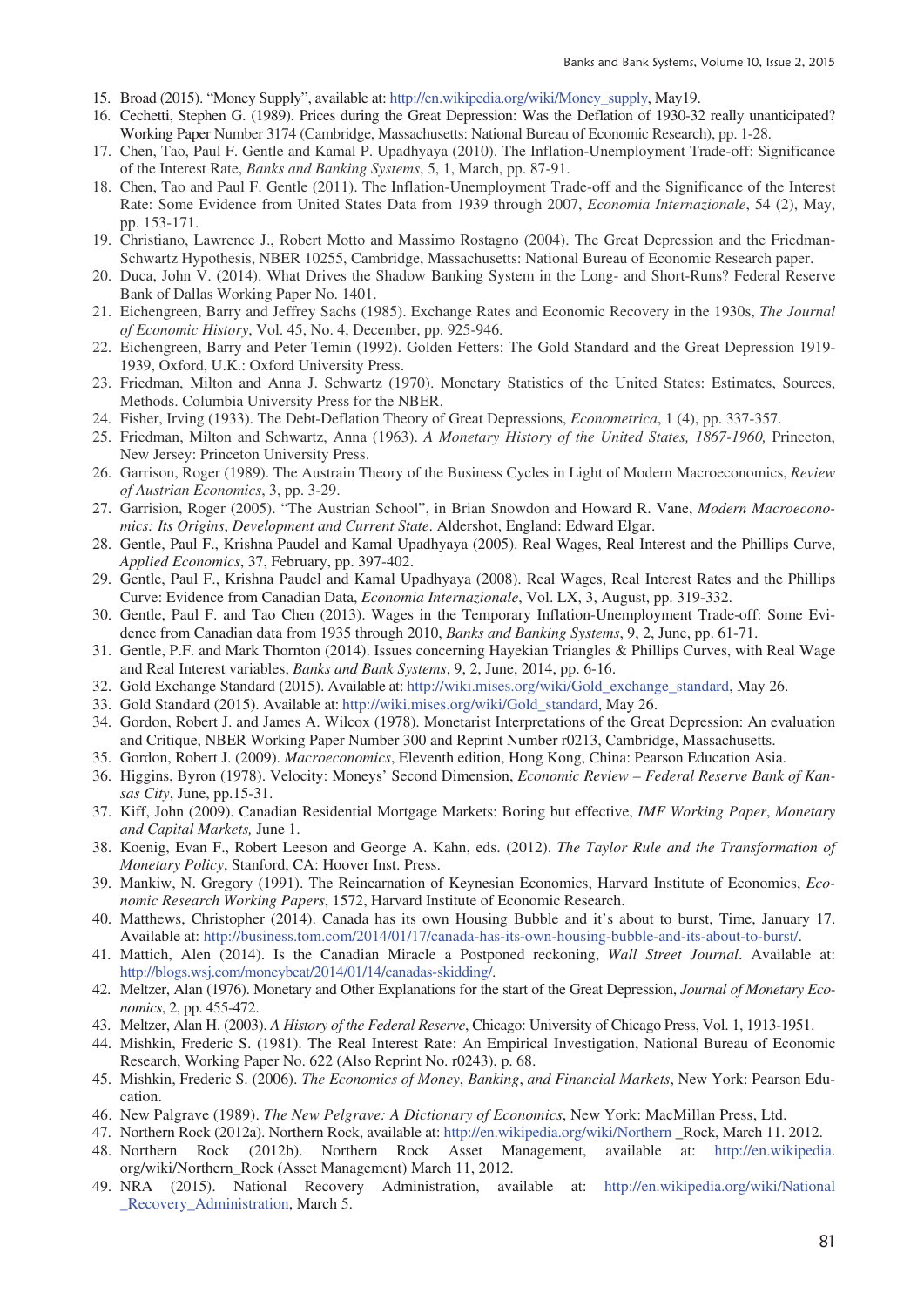15. Broad (2015). "Money Supply", available at: http://en.wikipedia.org/wiki/Money_supply, May19.
16. Cechetti, Stephen G. (1989). Prices during the Great Depression: Was the Deflation of 1930-32 really unanticipated? Working Paper Number 3174 (Cambridge, Massachusetts: National Bureau of Economic Research), pp. 1-28.
17. Chen, Tao, Paul F. Gentle and Kamal P. Upadhyaya (2010). The Inflation-Unemployment Trade-off: Significance of the Interest Rate, *Banks and Banking Systems*, 5, 1, March, pp. 87-91.
18. Chen, Tao and Paul F. Gentle (2011). The Inflation-Unemployment Trade-off and the Significance of the Interest Rate: Some Evidence from United States Data from 1939 through 2007, *Economia Internazionale*, 54 (2), May, pp. 153-171.
19. Christiano, Lawrence J., Robert Motto and Massimo Rostagno (2004). The Great Depression and the Friedman-Schwartz Hypothesis, NBER 10255, Cambridge, Massachusetts: National Bureau of Economic Research paper.
20. Duca, John V. (2014). What Drives the Shadow Banking System in the Long- and Short-Runs? Federal Reserve Bank of Dallas Working Paper No. 1401.
21. Eichengreen, Barry and Jeffrey Sachs (1985). Exchange Rates and Economic Recovery in the 1930s, *The Journal of Economic History*, Vol. 45, No. 4, December, pp. 925-946.
22. Eichengreen, Barry and Peter Temin (1992). Golden Fetters: The Gold Standard and the Great Depression 1919-1939, Oxford, U.K.: Oxford University Press.
23. Friedman, Milton and Anna J. Schwartz (1970). Monetary Statistics of the United States: Estimates, Sources, Methods. Columbia University Press for the NBER.
24. Fisher, Irving (1933). The Debt-Deflation Theory of Great Depressions, *Econometrica*, 1 (4), pp. 337-357.
25. Friedman, Milton and Schwartz, Anna (1963). *A Monetary History of the United States, 1867-1960,* Princeton, New Jersey: Princeton University Press.
26. Garrison, Roger (1989). The Austrain Theory of the Business Cycles in Light of Modern Macroeconomics, *Review of Austrian Economics*, 3, pp. 3-29.
27. Garrision, Roger (2005). "The Austrian School", in Brian Snowdon and Howard R. Vane, *Modern Macroeconomics: Its Origins*, *Development and Current State*. Aldershot, England: Edward Elgar.
28. Gentle, Paul F., Krishna Paudel and Kamal Upadhyaya (2005). Real Wages, Real Interest and the Phillips Curve, *Applied Economics*, 37, February, pp. 397-402.
29. Gentle, Paul F., Krishna Paudel and Kamal Upadhyaya (2008). Real Wages, Real Interest Rates and the Phillips Curve: Evidence from Canadian Data, *Economia Internazionale*, Vol. LX, 3, August, pp. 319-332.
30. Gentle, Paul F. and Tao Chen (2013). Wages in the Temporary Inflation-Unemployment Trade-off: Some Evidence from Canadian data from 1935 through 2010, *Banks and Banking Systems*, 9, 2, June, pp. 61-71.
31. Gentle, P.F. and Mark Thornton (2014). Issues concerning Hayekian Triangles & Phillips Curves, with Real Wage and Real Interest variables, *Banks and Bank Systems*, 9, 2, June, 2014, pp. 6-16.
32. Gold Exchange Standard (2015). Available at: http://wiki.mises.org/wiki/Gold_exchange_standard, May 26.
33. Gold Standard (2015). Available at: http://wiki.mises.org/wiki/Gold_standard, May 26.
34. Gordon, Robert J. and James A. Wilcox (1978). Monetarist Interpretations of the Great Depression: An evaluation and Critique, NBER Working Paper Number 300 and Reprint Number r0213, Cambridge, Massachusetts.
35. Gordon, Robert J. (2009). *Macroeconomics*, Eleventh edition, Hong Kong, China: Pearson Education Asia.
36. Higgins, Byron (1978). Velocity: Moneys' Second Dimension, *Economic Review – Federal Reserve Bank of Kansas City*, June, pp.15-31.
37. Kiff, John (2009). Canadian Residential Mortgage Markets: Boring but effective, *IMF Working Paper*, *Monetary and Capital Markets,* June 1.
38. Koenig, Evan F., Robert Leeson and George A. Kahn, eds. (2012). *The Taylor Rule and the Transformation of Monetary Policy*, Stanford, CA: Hoover Inst. Press.
39. Mankiw, N. Gregory (1991). The Reincarnation of Keynesian Economics, Harvard Institute of Economics, *Economic Research Working Papers*, 1572, Harvard Institute of Economic Research.
40. Matthews, Christopher (2014). Canada has its own Housing Bubble and it's about to burst, Time, January 17. Available at: http://business.tom.com/2014/01/17/canada-has-its-own-housing-bubble-and-its-about-to-burst/.
41. Mattich, Alen (2014). Is the Canadian Miracle a Postponed reckoning, *Wall Street Journal*. Available at: http://blogs.wsj.com/moneybeat/2014/01/14/canadas-skidding/.
42. Meltzer, Alan (1976). Monetary and Other Explanations for the start of the Great Depression, *Journal of Monetary Economics*, 2, pp. 455-472.
43. Meltzer, Alan H. (2003). *A History of the Federal Reserve*, Chicago: University of Chicago Press, Vol. 1, 1913-1951.
44. Mishkin, Frederic S. (1981). The Real Interest Rate: An Empirical Investigation, National Bureau of Economic Research, Working Paper No. 622 (Also Reprint No. r0243), p. 68.
45. Mishkin, Frederic S. (2006). *The Economics of Money*, *Banking*, *and Financial Markets*, New York: Pearson Education.
46. New Palgrave (1989). *The New Pelgrave: A Dictionary of Economics*, New York: MacMillan Press, Ltd.
47. Northern Rock (2012a). Northern Rock, available at: http://en.wikipedia.org/wiki/Northern _Rock, March 11. 2012.
48. Northern Rock (2012b). Northern Rock Asset Management, available at: http://en.wikipedia.org/wiki/Northern_Rock (Asset Management) March 11, 2012.
49. NRA (2015). National Recovery Administration, available at: http://en.wikipedia.org/wiki/National_Recovery_Administration, March 5.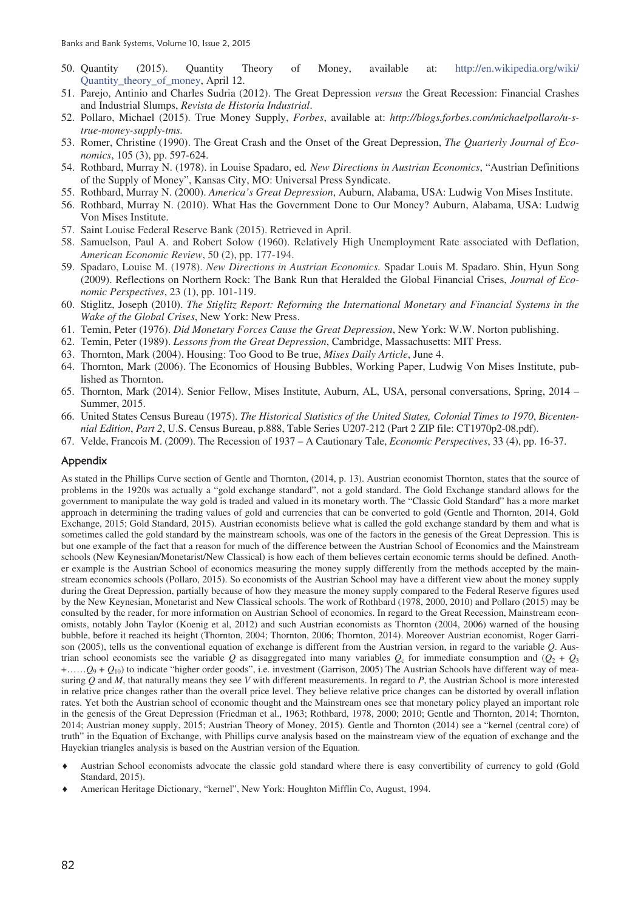50. Quantity (2015). Quantity Theory of Money, available at: http://en.wikipedia.org/wiki/Quantity_theory_of_money, April 12.
51. Parejo, Antinio and Charles Sudria (2012). The Great Depression *versus* the Great Recession: Financial Crashes and Industrial Slumps, *Revista de Historia Industrial*.
52. Pollaro, Michael (2015). True Money Supply, *Forbes*, available at: *http://blogs.forbes.com/michaelpollaro/u-s-true-money-supply-tms.*
53. Romer, Christine (1990). The Great Crash and the Onset of the Great Depression, *The Quarterly Journal of Economics*, 105 (3), pp. 597-624.
54. Rothbard, Murray N. (1978). in Louise Spadaro, ed. *New Directions in Austrian Economics*, "Austrian Definitions of the Supply of Money", Kansas City, MO: Universal Press Syndicate.
55. Rothbard, Murray N. (2000). *America's Great Depression*, Auburn, Alabama, USA: Ludwig Von Mises Institute.
56. Rothbard, Murray N. (2010). What Has the Government Done to Our Money? Auburn, Alabama, USA: Ludwig Von Mises Institute.
57. Saint Louise Federal Reserve Bank (2015). Retrieved in April.
58. Samuelson, Paul A. and Robert Solow (1960). Relatively High Unemployment Rate associated with Deflation, *American Economic Review*, 50 (2), pp. 177-194.
59. Spadaro, Louise M. (1978). *New Directions in Austrian Economics.* Spadar Louis M. Spadaro. Shin, Hyun Song (2009). Reflections on Northern Rock: The Bank Run that Heralded the Global Financial Crises, *Journal of Economic Perspectives*, 23 (1), pp. 101-119.
60. Stiglitz, Joseph (2010). *The Stiglitz Report: Reforming the International Monetary and Financial Systems in the Wake of the Global Crises*, New York: New Press.
61. Temin, Peter (1976). *Did Monetary Forces Cause the Great Depression*, New York: W.W. Norton publishing.
62. Temin, Peter (1989). *Lessons from the Great Depression*, Cambridge, Massachusetts: MIT Press.
63. Thornton, Mark (2004). Housing: Too Good to Be true, *Mises Daily Article*, June 4.
64. Thornton, Mark (2006). The Economics of Housing Bubbles, Working Paper, Ludwig Von Mises Institute, published as Thornton.
65. Thornton, Mark (2014). Senior Fellow, Mises Institute, Auburn, AL, USA, personal conversations, Spring, 2014 – Summer, 2015.
66. United States Census Bureau (1975). *The Historical Statistics of the United States, Colonial Times to 1970*, *Bicentennial Edition*, *Part 2*, U.S. Census Bureau, p.888, Table Series U207-212 (Part 2 ZIP file: CT1970p2-08.pdf).
67. Velde, Francois M. (2009). The Recession of 1937 – A Cautionary Tale, *Economic Perspectives*, 33 (4), pp. 16-37.

## Appendix

As stated in the Phillips Curve section of Gentle and Thornton, (2014, p. 13). Austrian economist Thornton, states that the source of problems in the 1920s was actually a "gold exchange standard", not a gold standard. The Gold Exchange standard allows for the government to manipulate the way gold is traded and valued in its monetary worth. The "Classic Gold Standard" has a more market approach in determining the trading values of gold and currencies that can be converted to gold (Gentle and Thornton, 2014, Gold Exchange, 2015; Gold Standard, 2015). Austrian economists believe what is called the gold exchange standard by them and what is sometimes called the gold standard by the mainstream schools, was one of the factors in the genesis of the Great Depression. This is but one example of the fact that a reason for much of the difference between the Austrian School of Economics and the Mainstream schools (New Keynesian/Monetarist/New Classical) is how each of them believes certain economic terms should be defined. Another example is the Austrian School of economics measuring the money supply differently from the methods accepted by the mainstream economics schools (Pollaro, 2015). So economists of the Austrian School may have a different view about the money supply during the Great Depression, partially because of how they measure the money supply compared to the Federal Reserve figures used by the New Keynesian, Monetarist and New Classical schools. The work of Rothbard (1978, 2000, 2010) and Pollaro (2015) may be consulted by the reader, for more information on Austrian School of economics. In regard to the Great Recession, Mainstream economists, notably John Taylor (Koenig et al, 2012) and such Austrian economists as Thornton (2004, 2006) warned of the housing bubble, before it reached its height (Thornton, 2004; Thornton, 2006; Thornton, 2014). Moreover Austrian economist, Roger Garrison (2005), tells us the conventional equation of exchange is different from the Austrian version, in regard to the variable $Q$. Austrian school economists see the variable $Q$ as disaggregated into many variables $Q_c$ for immediate consumption and ($Q_2 + Q_3 + \ldots\ldots Q_9 + Q_{10}$) to indicate "higher order goods", i.e. investment (Garrison, 2005) The Austrian Schools have different way of measuring $Q$ and $M$, that naturally means they see $V$ with different measurements. In regard to $P$, the Austrian School is more interested in relative price changes rather than the overall price level. They believe relative price changes can be distorted by overall inflation rates. Yet both the Austrian school of economic thought and the Mainstream ones see that monetary policy played an important role in the genesis of the Great Depression (Friedman et al., 1963; Rothbard, 1978, 2000; 2010; Gentle and Thornton, 2014; Thornton, 2014; Austrian money supply, 2015; Austrian Theory of Money, 2015). Gentle and Thornton (2014) see a "kernel (central core) of truth" in the Equation of Exchange, with Phillips curve analysis based on the mainstream view of the equation of exchange and the Hayekian triangles analysis is based on the Austrian version of the Equation.

- Austrian School economists advocate the classic gold standard where there is easy convertibility of currency to gold (Gold Standard, 2015).
- American Heritage Dictionary, "kernel", New York: Houghton Mifflin Co, August, 1994.